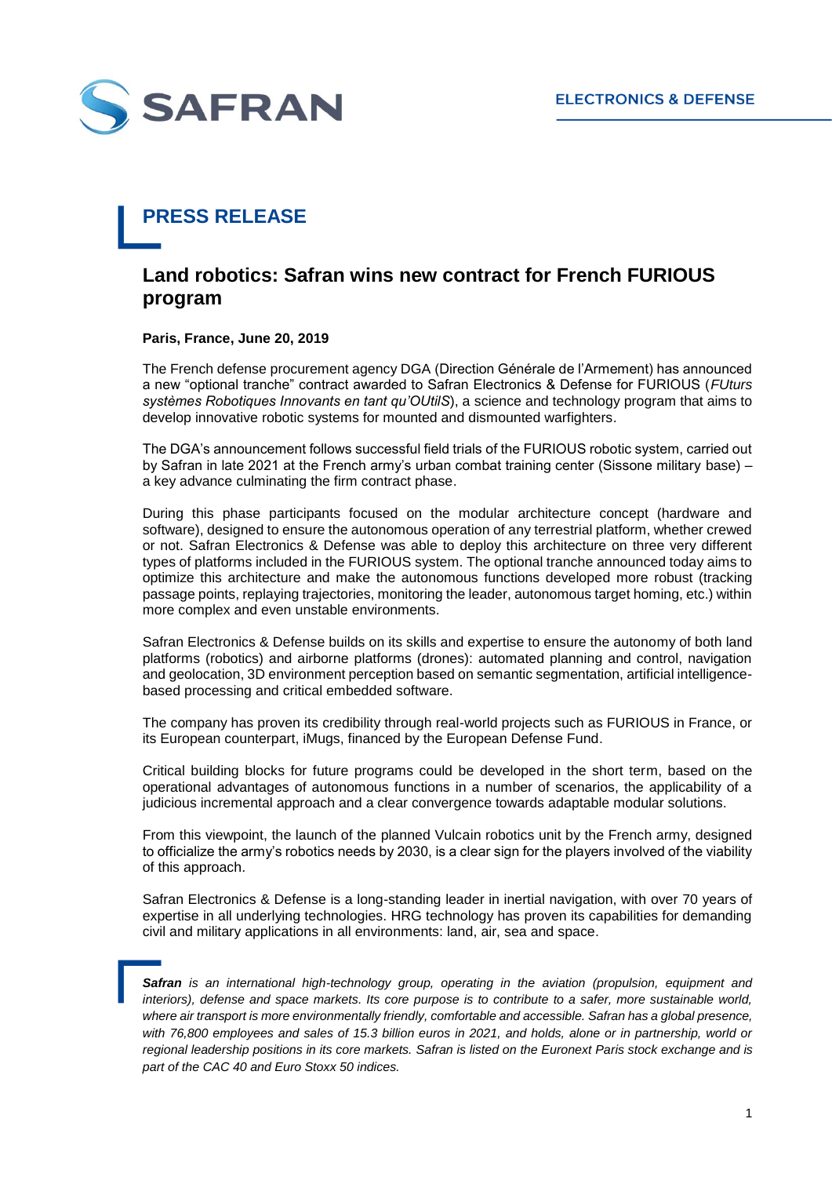SAFRAN

ELECTRONICS & DEFENSE

# PRESS RELEASE

## Land robotics: Safran wins new contract for French FURIOUS program

**Paris, France, June 20, 2019**

The French defense procurement agency DGA (Direction Générale de l'Armement) has announced a new "optional tranche" contract awarded to Safran Electronics & Defense for FURIOUS (*FUturs systèmes Robotiques Innovants en tant qu'OUtilS*), a science and technology program that aims to develop innovative robotic systems for mounted and dismounted warfighters.

The DGA's announcement follows successful field trials of the FURIOUS robotic system, carried out by Safran in late 2021 at the French army's urban combat training center (Sissone military base) – a key advance culminating the firm contract phase.

During this phase participants focused on the modular architecture concept (hardware and software), designed to ensure the autonomous operation of any terrestrial platform, whether crewed or not. Safran Electronics & Defense was able to deploy this architecture on three very different types of platforms included in the FURIOUS system. The optional tranche announced today aims to optimize this architecture and make the autonomous functions developed more robust (tracking passage points, replaying trajectories, monitoring the leader, autonomous target homing, etc.) within more complex and even unstable environments.

Safran Electronics & Defense builds on its skills and expertise to ensure the autonomy of both land platforms (robotics) and airborne platforms (drones): automated planning and control, navigation and geolocation, 3D environment perception based on semantic segmentation, artificial intelligence-based processing and critical embedded software.

The company has proven its credibility through real-world projects such as FURIOUS in France, or its European counterpart, iMugs, financed by the European Defense Fund.

Critical building blocks for future programs could be developed in the short term, based on the operational advantages of autonomous functions in a number of scenarios, the applicability of a judicious incremental approach and a clear convergence towards adaptable modular solutions.

From this viewpoint, the launch of the planned Vulcain robotics unit by the French army, designed to officialize the army's robotics needs by 2030, is a clear sign for the players involved of the viability of this approach.

Safran Electronics & Defense is a long-standing leader in inertial navigation, with over 70 years of expertise in all underlying technologies. HRG technology has proven its capabilities for demanding civil and military applications in all environments: land, air, sea and space.

***Safran** is an international high-technology group, operating in the aviation (propulsion, equipment and interiors), defense and space markets. Its core purpose is to contribute to a safer, more sustainable world, where air transport is more environmentally friendly, comfortable and accessible. Safran has a global presence, with 76,800 employees and sales of 15.3 billion euros in 2021, and holds, alone or in partnership, world or regional leadership positions in its core markets. Safran is listed on the Euronext Paris stock exchange and is part of the CAC 40 and Euro Stoxx 50 indices.*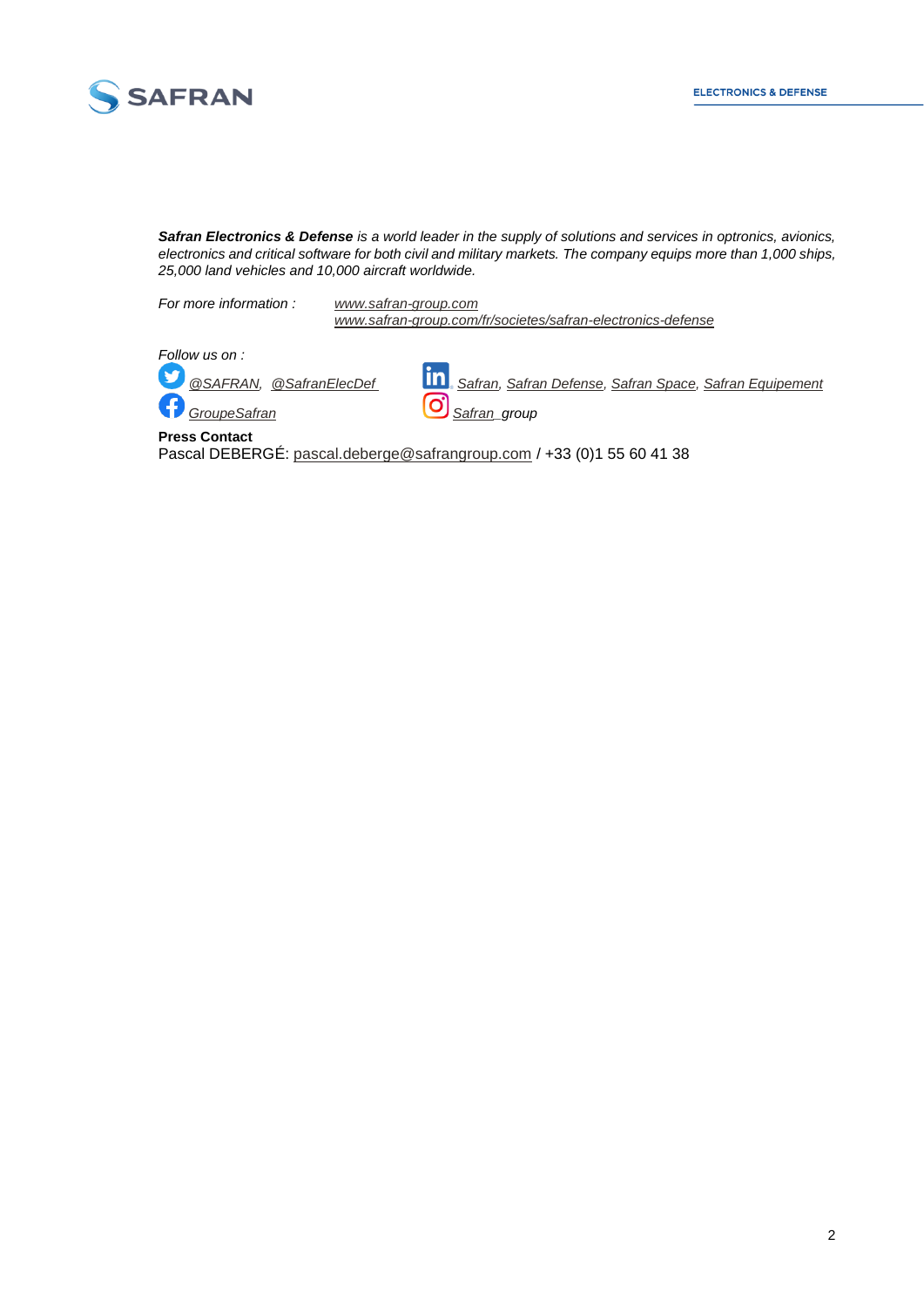***Safran Electronics & Defense*** *is a world leader in the supply of solutions and services in optronics, avionics, electronics and critical software for both civil and military markets. The company equips more than 1,000 ships, 25,000 land vehicles and 10,000 aircraft worldwide.*

*For more information :* *www.safran-group.com*
*www.safran-group.com/fr/societes/safran-electronics-defense*

*Follow us on :*

*@SAFRAN*, *@SafranElecDef* — *Safran*, *Safran Defense*, *Safran Space*, *Safran Equipement*

*GroupeSafran* — *Safran_group*

**Press Contact**
Pascal DEBERGÉ: pascal.deberge@safrangroup.com / +33 (0)1 55 60 41 38